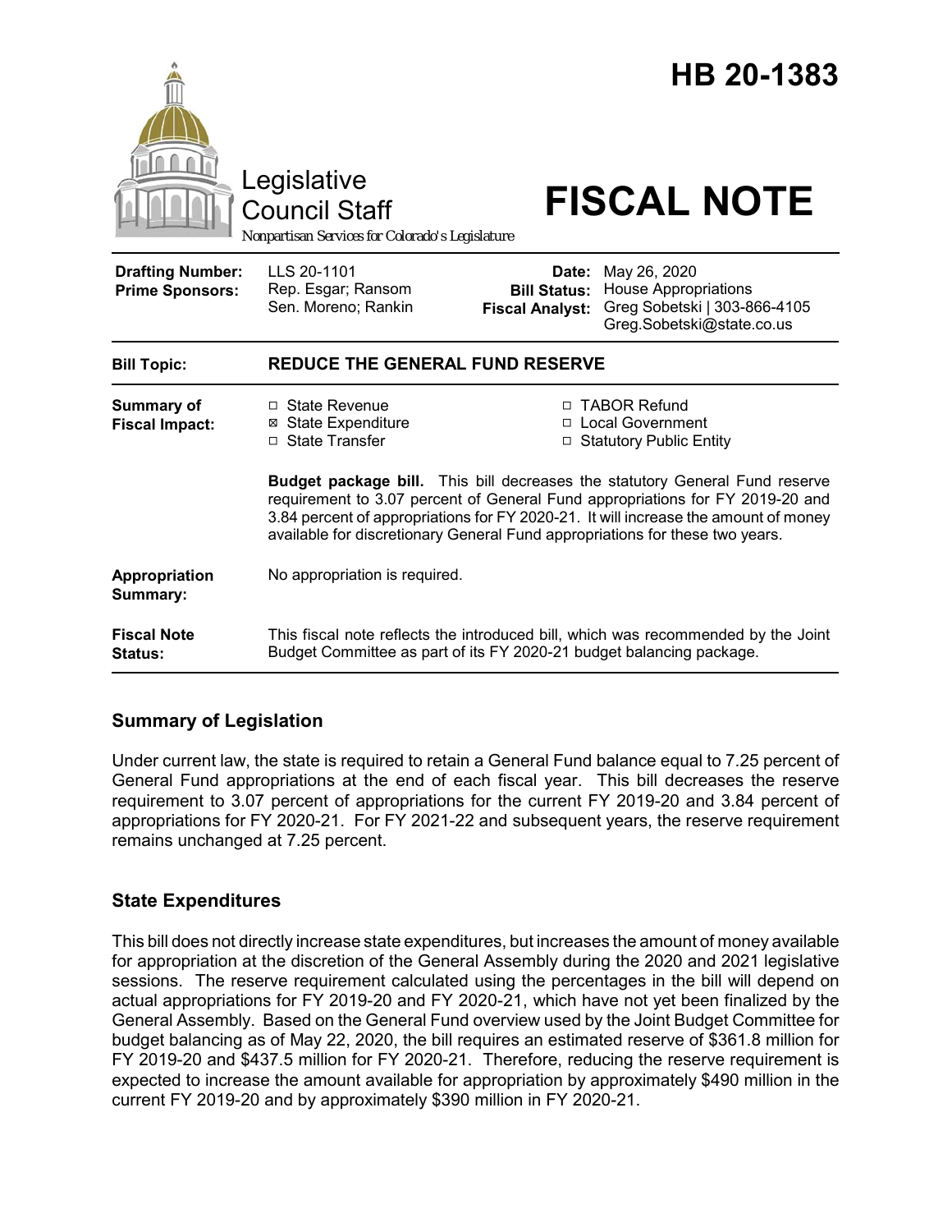# HB 20-1383

Legislative Council Staff

Nonpartisan Services for Colorado's Legislature

# FISCAL NOTE

| | | | |
|---|---|---|---|
| **Drafting Number:** | LLS 20-1101 | **Date:** | May 26, 2020 |
| **Prime Sponsors:** | Rep. Esgar; Ransom<br>Sen. Moreno; Rankin | **Bill Status:** | House Appropriations |
| | | **Fiscal Analyst:** | Greg Sobetski \| 303-866-4105<br>Greg.Sobetski@state.co.us |

| | |
|---|---|
| **Bill Topic:** | **REDUCE THE GENERAL FUND RESERVE** |
| **Summary of Fiscal Impact:** | ☐ State Revenue<br>☒ State Expenditure<br>☐ State Transfer<br>☐ TABOR Refund<br>☐ Local Government<br>☐ Statutory Public Entity<br><br>**Budget package bill.** This bill decreases the statutory General Fund reserve requirement to 3.07 percent of General Fund appropriations for FY 2019-20 and 3.84 percent of appropriations for FY 2020-21. It will increase the amount of money available for discretionary General Fund appropriations for these two years. |
| **Appropriation Summary:** | No appropriation is required. |
| **Fiscal Note Status:** | This fiscal note reflects the introduced bill, which was recommended by the Joint Budget Committee as part of its FY 2020-21 budget balancing package. |

## Summary of Legislation

Under current law, the state is required to retain a General Fund balance equal to 7.25 percent of General Fund appropriations at the end of each fiscal year. This bill decreases the reserve requirement to 3.07 percent of appropriations for the current FY 2019-20 and 3.84 percent of appropriations for FY 2020-21. For FY 2021-22 and subsequent years, the reserve requirement remains unchanged at 7.25 percent.

## State Expenditures

This bill does not directly increase state expenditures, but increases the amount of money available for appropriation at the discretion of the General Assembly during the 2020 and 2021 legislative sessions. The reserve requirement calculated using the percentages in the bill will depend on actual appropriations for FY 2019-20 and FY 2020-21, which have not yet been finalized by the General Assembly. Based on the General Fund overview used by the Joint Budget Committee for budget balancing as of May 22, 2020, the bill requires an estimated reserve of $361.8 million for FY 2019-20 and $437.5 million for FY 2020-21. Therefore, reducing the reserve requirement is expected to increase the amount available for appropriation by approximately $490 million in the current FY 2019-20 and by approximately $390 million in FY 2020-21.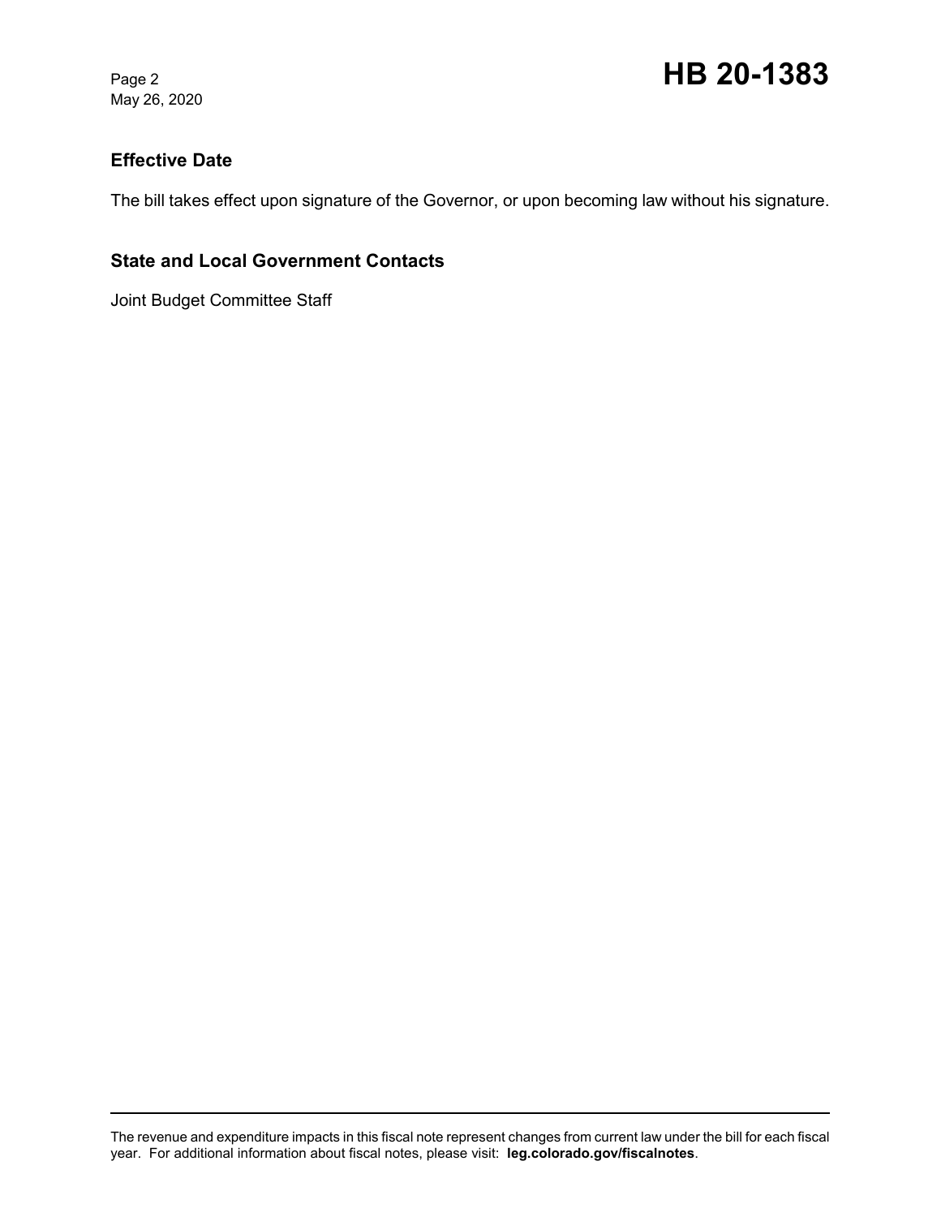## Effective Date

The bill takes effect upon signature of the Governor, or upon becoming law without his signature.

## State and Local Government Contacts

Joint Budget Committee Staff

---

The revenue and expenditure impacts in this fiscal note represent changes from current law under the bill for each fiscal year. For additional information about fiscal notes, please visit: **leg.colorado.gov/fiscalnotes**.